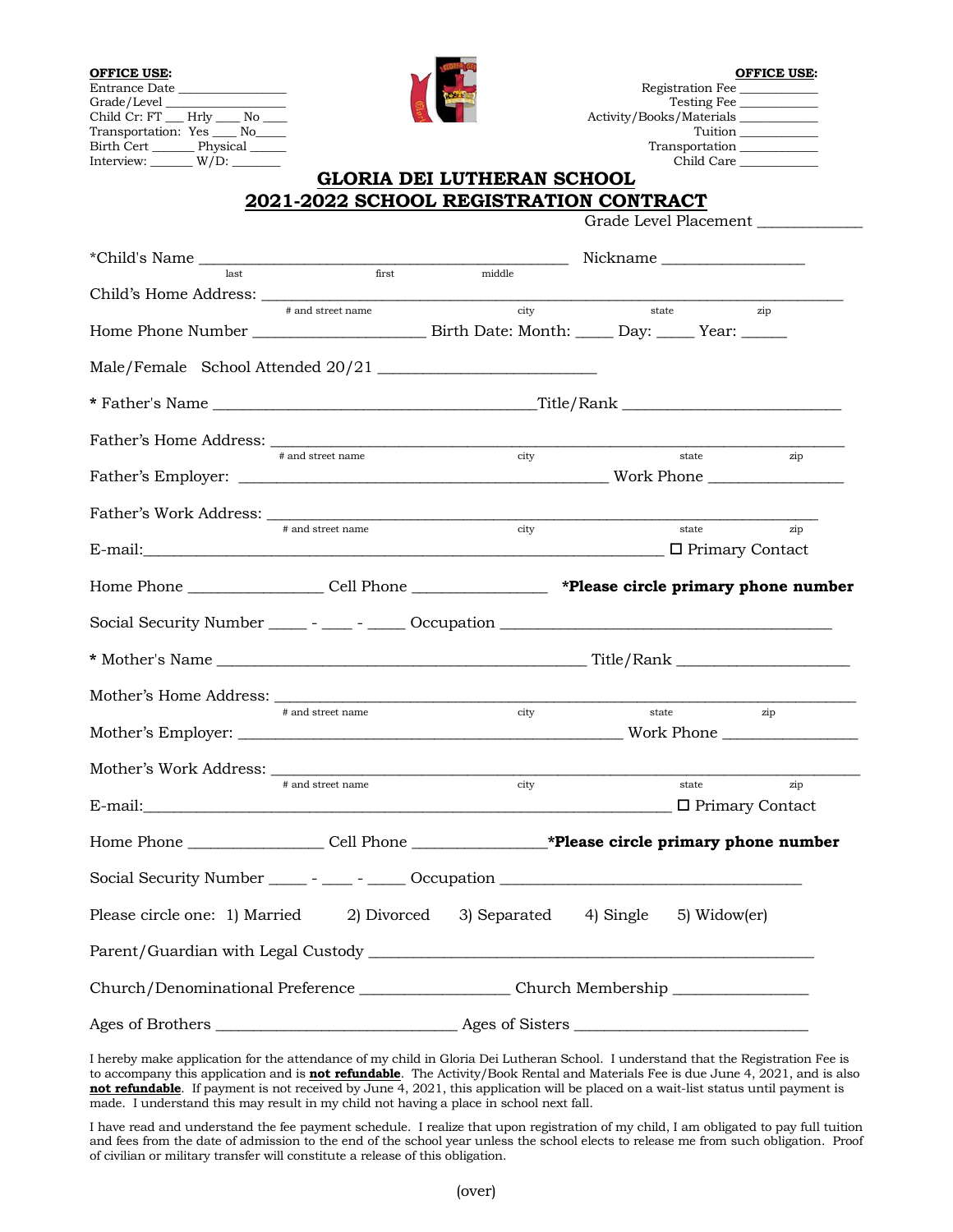**OFFICE USE:**
Entrance Date _______________
Grade/Level _______________
Child Cr: FT ___ Hrly ___ No ___
Transportation: Yes ___ No___
Birth Cert ______ Physical _____
Interview: ______ W/D: _______

**OFFICE USE:**
Registration Fee ___________
Testing Fee ___________
Activity/Books/Materials ___________
Tuition ___________
Transportation ___________
Child Care ___________

# GLORIA DEI LUTHERAN SCHOOL
## 2021-2022 SCHOOL REGISTRATION CONTRACT

Grade Level Placement _____________

*Child's Name ____________________________________________ Nickname _________________
(last / first / middle)

Child's Home Address: ______________________________________________________________________
(# and street name / city / state / zip)

Home Phone Number ____________________ Birth Date: Month: ____ Day: ____ Year: _____

Male/Female School Attended 20/21 _________________________

\* Father's Name _____________________________________Title/Rank _________________________

Father's Home Address: ______________________________________________________________________
(# and street name / city / state / zip)

Father's Employer: ___________________________________________ Work Phone _______________

Father's Work Address: ______________________________________________________________________
(# and street name / city / state / zip)

E-mail:____________________________________________________________ ☐ Primary Contact

Home Phone ________________ Cell Phone ________________ ***Please circle primary phone number**

Social Security Number ____ - ___ - ____ Occupation ______________________________________

\* Mother's Name ___________________________________________ Title/Rank ____________________

Mother's Home Address: ______________________________________________________________________
(# and street name / city / state / zip)

Mother's Employer: _____________________________________________ Work Phone _______________

Mother's Work Address: ______________________________________________________________________
(# and street name / city / state / zip)

E-mail:_____________________________________________________________ ☐ Primary Contact

Home Phone ________________ Cell Phone ________________***Please circle primary phone number**

Social Security Number ____ - ___ - ____ Occupation ___________________________________

Please circle one: 1) Married 2) Divorced 3) Separated 4) Single 5) Widow(er)

Parent/Guardian with Legal Custody ____________________________________________________

Church/Denominational Preference _________________ Church Membership _______________

Ages of Brothers ____________________________ Ages of Sisters ___________________________

I hereby make application for the attendance of my child in Gloria Dei Lutheran School. I understand that the Registration Fee is to accompany this application and is **not refundable**. The Activity/Book Rental and Materials Fee is due June 4, 2021, and is also **not refundable**. If payment is not received by June 4, 2021, this application will be placed on a wait-list status until payment is made. I understand this may result in my child not having a place in school next fall.

I have read and understand the fee payment schedule. I realize that upon registration of my child, I am obligated to pay full tuition and fees from the date of admission to the end of the school year unless the school elects to release me from such obligation. Proof of civilian or military transfer will constitute a release of this obligation.

(over)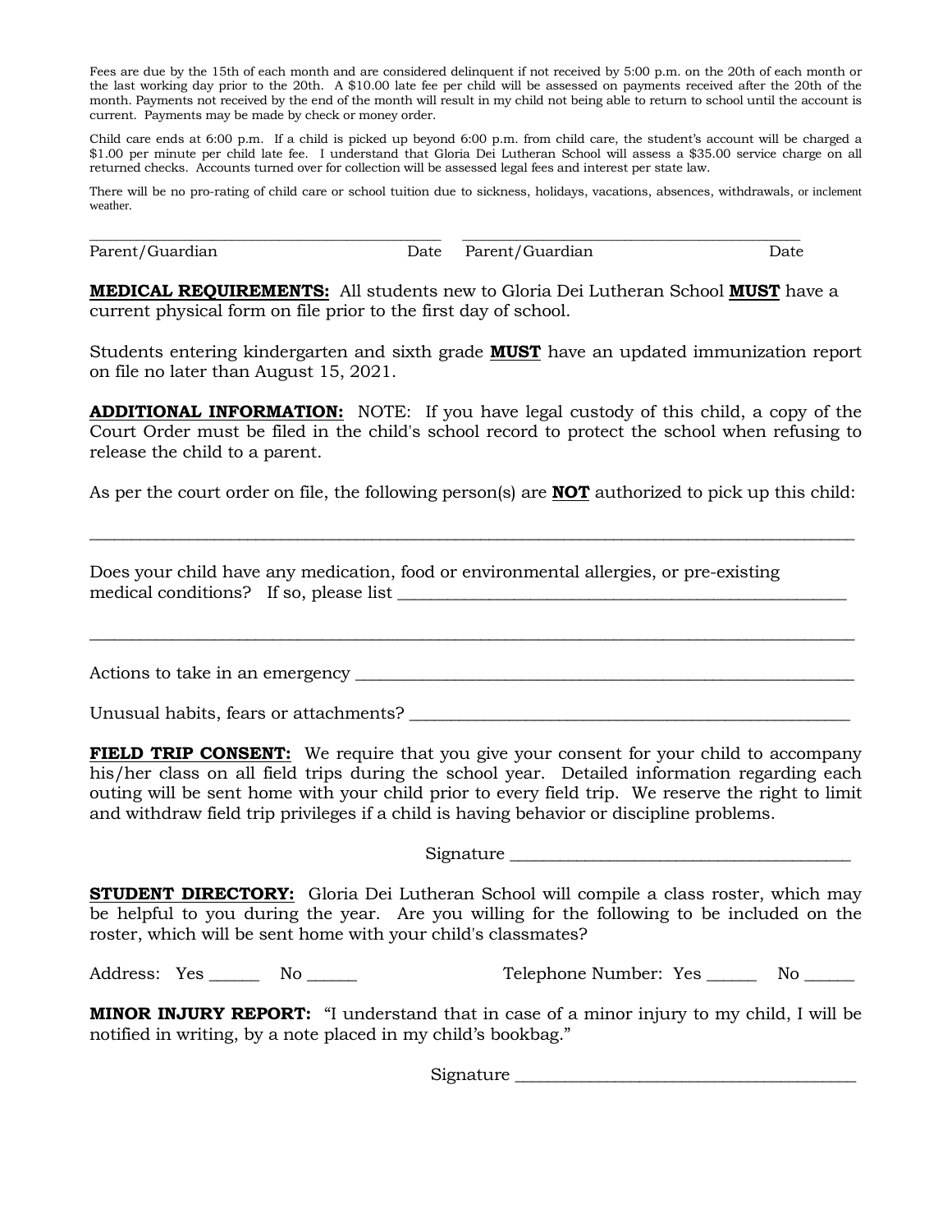Fees are due by the 15th of each month and are considered delinquent if not received by 5:00 p.m. on the 20th of each month or the last working day prior to the 20th. A $10.00 late fee per child will be assessed on payments received after the 20th of the month. Payments not received by the end of the month will result in my child not being able to return to school until the account is current. Payments may be made by check or money order.

Child care ends at 6:00 p.m. If a child is picked up beyond 6:00 p.m. from child care, the student's account will be charged a $1.00 per minute per child late fee. I understand that Gloria Dei Lutheran School will assess a $35.00 service charge on all returned checks. Accounts turned over for collection will be assessed legal fees and interest per state law.

There will be no pro-rating of child care or school tuition due to sickness, holidays, vacations, absences, withdrawals, or inclement weather.

\_\_\_\_\_\_\_\_\_\_\_\_\_\_\_\_\_\_\_\_\_\_\_\_\_\_\_\_\_\_\_\_\_\_\_\_\_\_\_\_ \_\_\_\_\_\_\_\_\_\_\_\_\_\_\_\_\_\_\_\_\_\_\_\_\_\_\_\_\_\_\_\_\_\_\_\_\_\_\_\_

Parent/Guardian Date Parent/Guardian Date

**MEDICAL REQUIREMENTS:** All students new to Gloria Dei Lutheran School **MUST** have a current physical form on file prior to the first day of school.

Students entering kindergarten and sixth grade **MUST** have an updated immunization report on file no later than August 15, 2021.

**ADDITIONAL INFORMATION:** NOTE: If you have legal custody of this child, a copy of the Court Order must be filed in the child's school record to protect the school when refusing to release the child to a parent.

As per the court order on file, the following person(s) are **NOT** authorized to pick up this child:

\_\_\_\_\_\_\_\_\_\_\_\_\_\_\_\_\_\_\_\_\_\_\_\_\_\_\_\_\_\_\_\_\_\_\_\_\_\_\_\_\_\_\_\_\_\_\_\_\_\_\_\_\_\_\_\_\_\_\_\_\_\_\_\_\_\_\_\_\_\_\_\_\_\_\_\_\_\_

Does your child have any medication, food or environmental allergies, or pre-existing medical conditions? If so, please list \_\_\_\_\_\_\_\_\_\_\_\_\_\_\_\_\_\_\_\_\_\_\_\_\_\_\_\_\_\_\_\_\_\_\_\_\_\_\_\_

\_\_\_\_\_\_\_\_\_\_\_\_\_\_\_\_\_\_\_\_\_\_\_\_\_\_\_\_\_\_\_\_\_\_\_\_\_\_\_\_\_\_\_\_\_\_\_\_\_\_\_\_\_\_\_\_\_\_\_\_\_\_\_\_\_\_\_\_\_\_\_\_\_\_\_\_\_\_

Actions to take in an emergency \_\_\_\_\_\_\_\_\_\_\_\_\_\_\_\_\_\_\_\_\_\_\_\_\_\_\_\_\_\_\_\_\_\_\_\_\_\_\_\_\_\_\_\_\_\_\_\_

Unusual habits, fears or attachments? \_\_\_\_\_\_\_\_\_\_\_\_\_\_\_\_\_\_\_\_\_\_\_\_\_\_\_\_\_\_\_\_\_\_\_\_\_\_\_\_\_\_

**FIELD TRIP CONSENT:** We require that you give your consent for your child to accompany his/her class on all field trips during the school year. Detailed information regarding each outing will be sent home with your child prior to every field trip. We reserve the right to limit and withdraw field trip privileges if a child is having behavior or discipline problems.

Signature \_\_\_\_\_\_\_\_\_\_\_\_\_\_\_\_\_\_\_\_\_\_\_\_\_\_\_\_\_\_\_\_\_\_\_\_

**STUDENT DIRECTORY:** Gloria Dei Lutheran School will compile a class roster, which may be helpful to you during the year. Are you willing for the following to be included on the roster, which will be sent home with your child's classmates?

Address: Yes \_\_\_\_\_\_ No \_\_\_\_\_\_ Telephone Number: Yes \_\_\_\_\_\_ No \_\_\_\_\_\_

**MINOR INJURY REPORT:** "I understand that in case of a minor injury to my child, I will be notified in writing, by a note placed in my child's bookbag."

Signature \_\_\_\_\_\_\_\_\_\_\_\_\_\_\_\_\_\_\_\_\_\_\_\_\_\_\_\_\_\_\_\_\_\_\_\_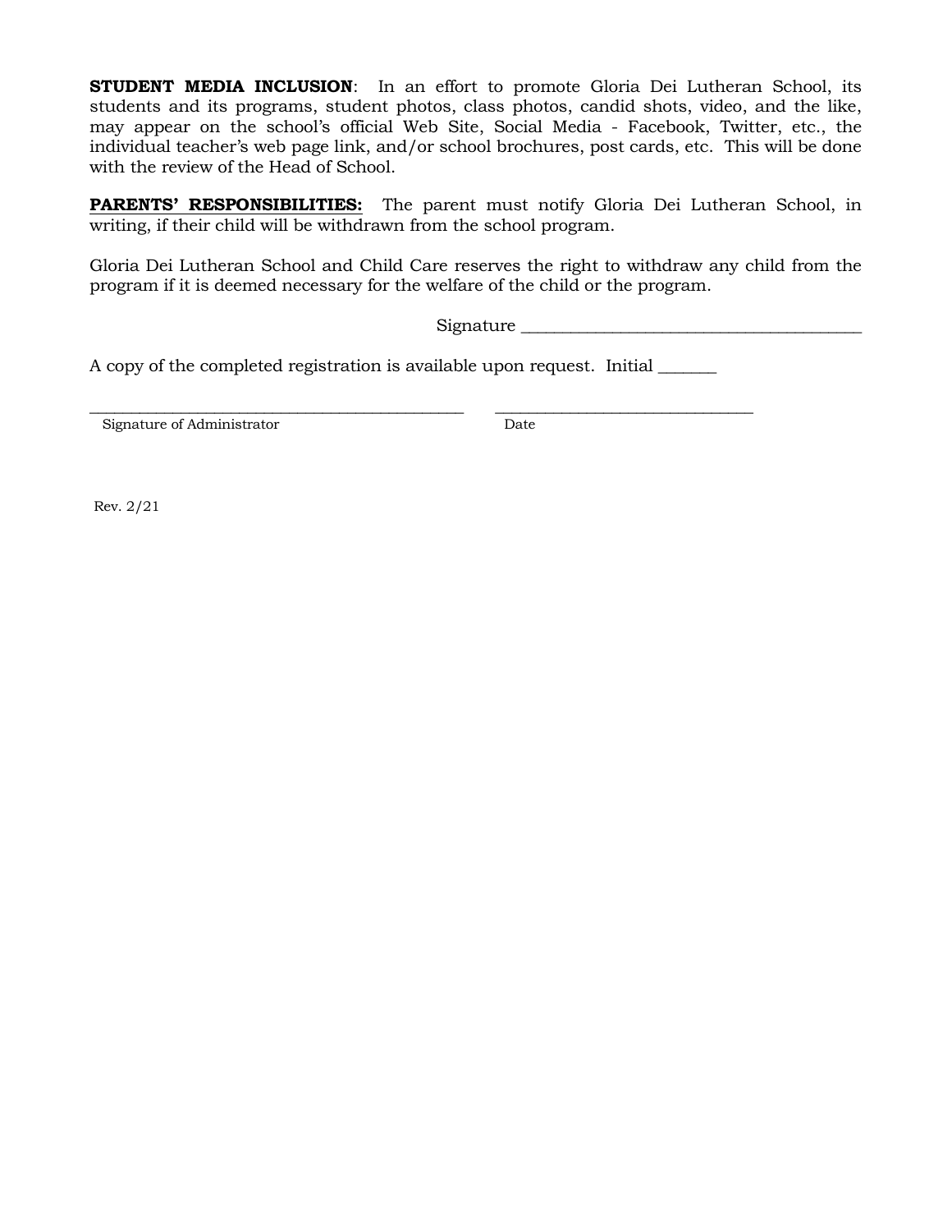**STUDENT MEDIA INCLUSION**: In an effort to promote Gloria Dei Lutheran School, its students and its programs, student photos, class photos, candid shots, video, and the like, may appear on the school's official Web Site, Social Media - Facebook, Twitter, etc., the individual teacher's web page link, and/or school brochures, post cards, etc. This will be done with the review of the Head of School.

**PARENTS' RESPONSIBILITIES:** The parent must notify Gloria Dei Lutheran School, in writing, if their child will be withdrawn from the school program.

Gloria Dei Lutheran School and Child Care reserves the right to withdraw any child from the program if it is deemed necessary for the welfare of the child or the program.

Signature ________________________________________

A copy of the completed registration is available upon request. Initial _______

________________________________________________ ______________________________

Signature of Administrator Date

Rev. 2/21